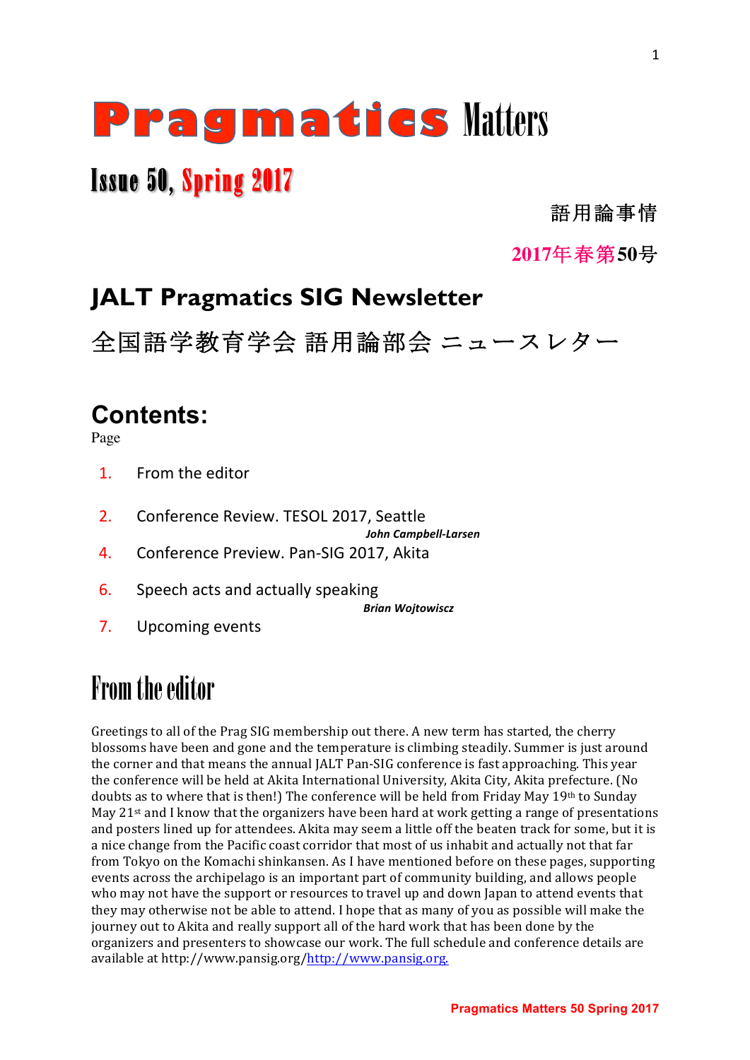# Pragmatics Matters

## Issue 50, Spring 2017

語用論事情

2017年春第50号

## JALT Pragmatics SIG Newsletter

全国語学教育学会 語用論部会 ニュースレター

## Contents:

Page

1. From the editor
2. Conference Review. TESOL 2017, Seattle — *John Campbell-Larsen*
4. Conference Preview. Pan-SIG 2017, Akita
6. Speech acts and actually speaking — *Brian Wojtowiscz*
7. Upcoming events

# From the editor

Greetings to all of the Prag SIG membership out there. A new term has started, the cherry blossoms have been and gone and the temperature is climbing steadily. Summer is just around the corner and that means the annual JALT Pan-SIG conference is fast approaching. This year the conference will be held at Akita International University, Akita City, Akita prefecture. (No doubts as to where that is then!) The conference will be held from Friday May 19th to Sunday May 21st and I know that the organizers have been hard at work getting a range of presentations and posters lined up for attendees. Akita may seem a little off the beaten track for some, but it is a nice change from the Pacific coast corridor that most of us inhabit and actually not that far from Tokyo on the Komachi shinkansen. As I have mentioned before on these pages, supporting events across the archipelago is an important part of community building, and allows people who may not have the support or resources to travel up and down Japan to attend events that they may otherwise not be able to attend. I hope that as many of you as possible will make the journey out to Akita and really support all of the hard work that has been done by the organizers and presenters to showcase our work. The full schedule and conference details are available at http://www.pansig.org/http://www.pansig.org.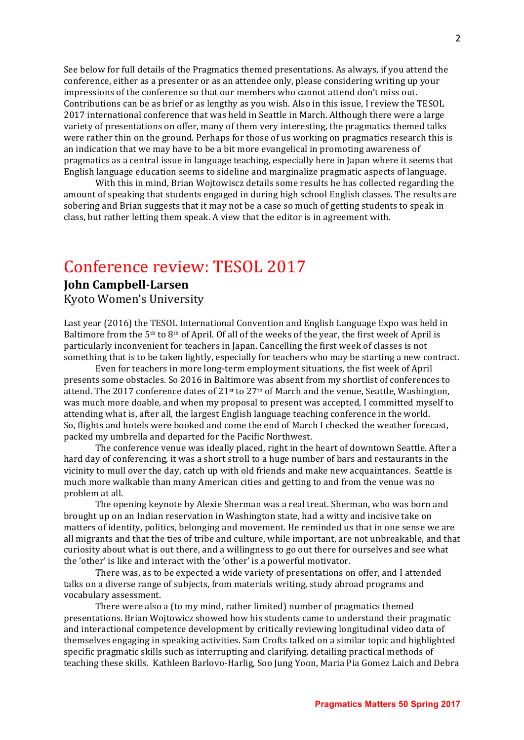See below for full details of the Pragmatics themed presentations. As always, if you attend the conference, either as a presenter or as an attendee only, please considering writing up your impressions of the conference so that our members who cannot attend don't miss out. Contributions can be as brief or as lengthy as you wish. Also in this issue, I review the TESOL 2017 international conference that was held in Seattle in March. Although there were a large variety of presentations on offer, many of them very interesting, the pragmatics themed talks were rather thin on the ground. Perhaps for those of us working on pragmatics research this is an indication that we may have to be a bit more evangelical in promoting awareness of pragmatics as a central issue in language teaching, especially here in Japan where it seems that English language education seems to sideline and marginalize pragmatic aspects of language.

With this in mind, Brian Wojtowiscz details some results he has collected regarding the amount of speaking that students engaged in during high school English classes. The results are sobering and Brian suggests that it may not be a case so much of getting students to speak in class, but rather letting them speak. A view that the editor is in agreement with.

# Conference review: TESOL 2017

**John Campbell-Larsen**
Kyoto Women's University

Last year (2016) the TESOL International Convention and English Language Expo was held in Baltimore from the 5th to 8th of April. Of all of the weeks of the year, the first week of April is particularly inconvenient for teachers in Japan. Cancelling the first week of classes is not something that is to be taken lightly, especially for teachers who may be starting a new contract.

Even for teachers in more long-term employment situations, the fist week of April presents some obstacles. So 2016 in Baltimore was absent from my shortlist of conferences to attend. The 2017 conference dates of 21st to 27th of March and the venue, Seattle, Washington, was much more doable, and when my proposal to present was accepted, I committed myself to attending what is, after all, the largest English language teaching conference in the world. So, flights and hotels were booked and come the end of March I checked the weather forecast, packed my umbrella and departed for the Pacific Northwest.

The conference venue was ideally placed, right in the heart of downtown Seattle. After a hard day of conferencing, it was a short stroll to a huge number of bars and restaurants in the vicinity to mull over the day, catch up with old friends and make new acquaintances. Seattle is much more walkable than many American cities and getting to and from the venue was no problem at all.

The opening keynote by Alexie Sherman was a real treat. Sherman, who was born and brought up on an Indian reservation in Washington state, had a witty and incisive take on matters of identity, politics, belonging and movement. He reminded us that in one sense we are all migrants and that the ties of tribe and culture, while important, are not unbreakable, and that curiosity about what is out there, and a willingness to go out there for ourselves and see what the 'other' is like and interact with the 'other' is a powerful motivator.

There was, as to be expected a wide variety of presentations on offer, and I attended talks on a diverse range of subjects, from materials writing, study abroad programs and vocabulary assessment.

There were also a (to my mind, rather limited) number of pragmatics themed presentations. Brian Wojtowicz showed how his students came to understand their pragmatic and interactional competence development by critically reviewing longitudinal video data of themselves engaging in speaking activities. Sam Crofts talked on a similar topic and highlighted specific pragmatic skills such as interrupting and clarifying, detailing practical methods of teaching these skills. Kathleen Barlovo-Harlig, Soo Jung Yoon, Maria Pia Gomez Laich and Debra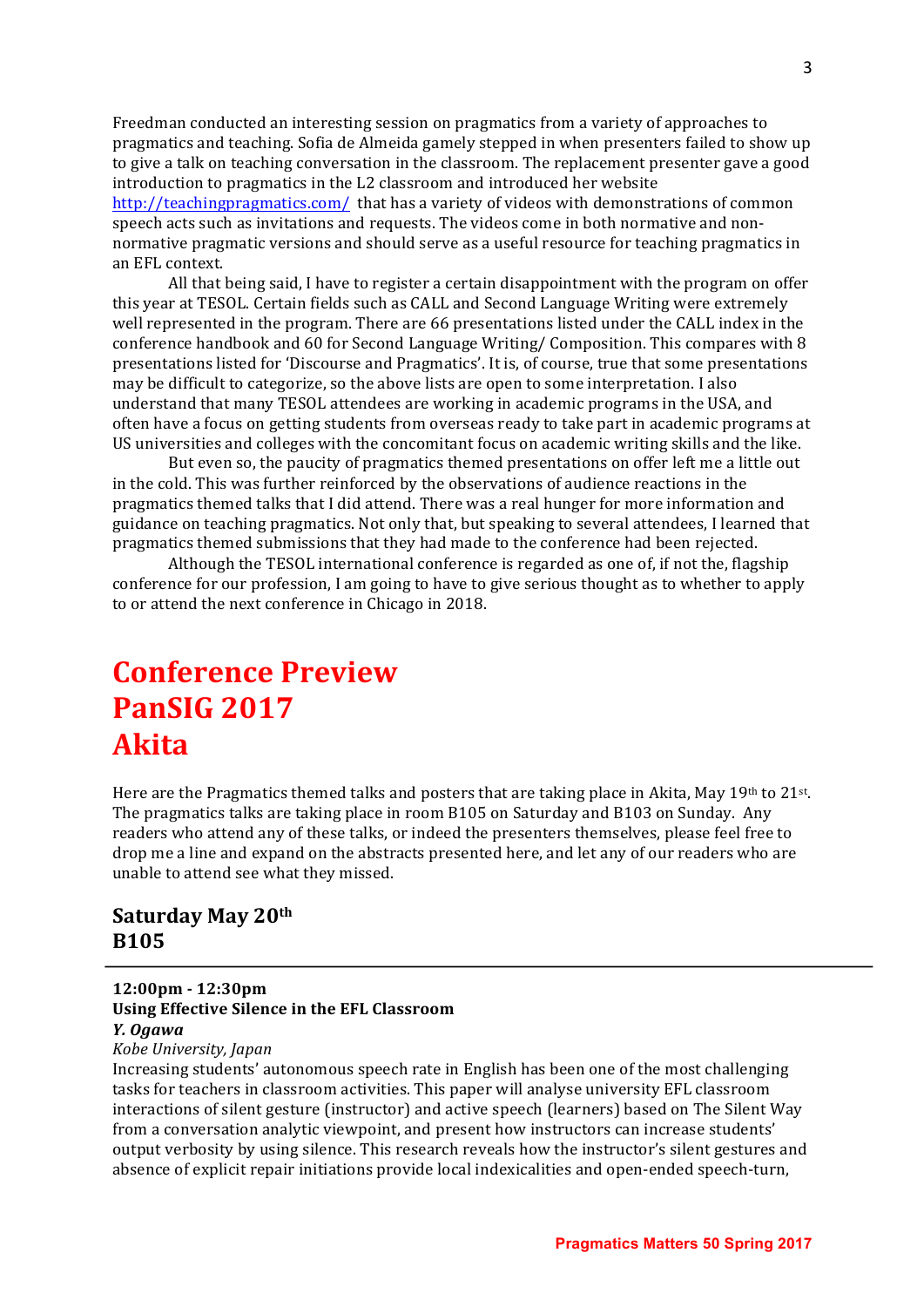Freedman conducted an interesting session on pragmatics from a variety of approaches to pragmatics and teaching. Sofia de Almeida gamely stepped in when presenters failed to show up to give a talk on teaching conversation in the classroom. The replacement presenter gave a good introduction to pragmatics in the L2 classroom and introduced her website http://teachingpragmatics.com/ that has a variety of videos with demonstrations of common speech acts such as invitations and requests. The videos come in both normative and non-normative pragmatic versions and should serve as a useful resource for teaching pragmatics in an EFL context.

All that being said, I have to register a certain disappointment with the program on offer this year at TESOL. Certain fields such as CALL and Second Language Writing were extremely well represented in the program. There are 66 presentations listed under the CALL index in the conference handbook and 60 for Second Language Writing/ Composition. This compares with 8 presentations listed for 'Discourse and Pragmatics'. It is, of course, true that some presentations may be difficult to categorize, so the above lists are open to some interpretation. I also understand that many TESOL attendees are working in academic programs in the USA, and often have a focus on getting students from overseas ready to take part in academic programs at US universities and colleges with the concomitant focus on academic writing skills and the like.

But even so, the paucity of pragmatics themed presentations on offer left me a little out in the cold. This was further reinforced by the observations of audience reactions in the pragmatics themed talks that I did attend. There was a real hunger for more information and guidance on teaching pragmatics. Not only that, but speaking to several attendees, I learned that pragmatics themed submissions that they had made to the conference had been rejected.

Although the TESOL international conference is regarded as one of, if not the, flagship conference for our profession, I am going to have to give serious thought as to whether to apply to or attend the next conference in Chicago in 2018.

# Conference Preview PanSIG 2017 Akita

Here are the Pragmatics themed talks and posters that are taking place in Akita, May 19th to 21st. The pragmatics talks are taking place in room B105 on Saturday and B103 on Sunday. Any readers who attend any of these talks, or indeed the presenters themselves, please feel free to drop me a line and expand on the abstracts presented here, and let any of our readers who are unable to attend see what they missed.

## Saturday May 20th B105

---

**12:00pm - 12:30pm**
**Using Effective Silence in the EFL Classroom**
***Y. Ogawa***
*Kobe University, Japan*
Increasing students' autonomous speech rate in English has been one of the most challenging tasks for teachers in classroom activities. This paper will analyse university EFL classroom interactions of silent gesture (instructor) and active speech (learners) based on The Silent Way from a conversation analytic viewpoint, and present how instructors can increase students' output verbosity by using silence. This research reveals how the instructor's silent gestures and absence of explicit repair initiations provide local indexicalities and open-ended speech-turn,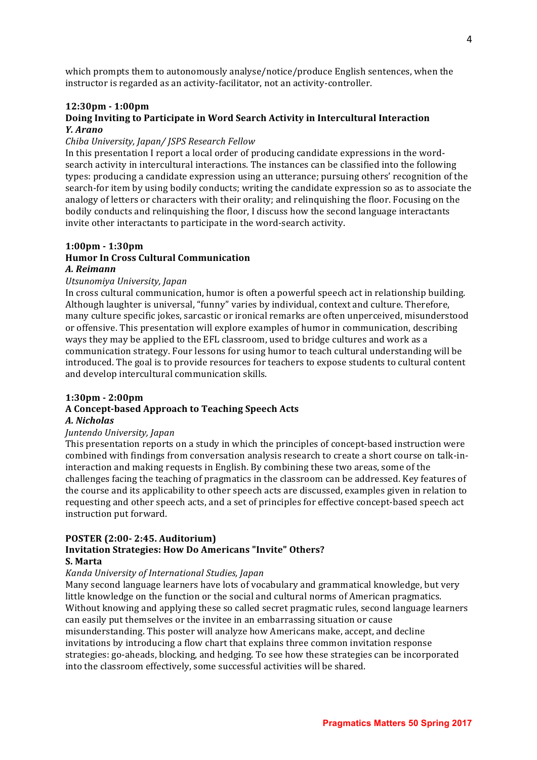which prompts them to autonomously analyse/notice/produce English sentences, when the instructor is regarded as an activity-facilitator, not an activity-controller.

**12:30pm - 1:00pm**
**Doing Inviting to Participate in Word Search Activity in Intercultural Interaction**
***Y. Arano***
*Chiba University, Japan/ JSPS Research Fellow*
In this presentation I report a local order of producing candidate expressions in the word-search activity in intercultural interactions. The instances can be classified into the following types: producing a candidate expression using an utterance; pursuing others' recognition of the search-for item by using bodily conducts; writing the candidate expression so as to associate the analogy of letters or characters with their orality; and relinquishing the floor. Focusing on the bodily conducts and relinquishing the floor, I discuss how the second language interactants invite other interactants to participate in the word-search activity.

**1:00pm - 1:30pm**
**Humor In Cross Cultural Communication**
***A. Reimann***
*Utsunomiya University, Japan*
In cross cultural communication, humor is often a powerful speech act in relationship building. Although laughter is universal, "funny" varies by individual, context and culture. Therefore, many culture specific jokes, sarcastic or ironical remarks are often unperceived, misunderstood or offensive. This presentation will explore examples of humor in communication, describing ways they may be applied to the EFL classroom, used to bridge cultures and work as a communication strategy. Four lessons for using humor to teach cultural understanding will be introduced. The goal is to provide resources for teachers to expose students to cultural content and develop intercultural communication skills.

**1:30pm - 2:00pm**
**A Concept-based Approach to Teaching Speech Acts**
***A. Nicholas***
*Juntendo University, Japan*
This presentation reports on a study in which the principles of concept-based instruction were combined with findings from conversation analysis research to create a short course on talk-in-interaction and making requests in English. By combining these two areas, some of the challenges facing the teaching of pragmatics in the classroom can be addressed. Key features of the course and its applicability to other speech acts are discussed, examples given in relation to requesting and other speech acts, and a set of principles for effective concept-based speech act instruction put forward.

**POSTER (2:00- 2:45. Auditorium)**
**Invitation Strategies: How Do Americans "Invite" Others?**
**S. Marta**
*Kanda University of International Studies, Japan*
Many second language learners have lots of vocabulary and grammatical knowledge, but very little knowledge on the function or the social and cultural norms of American pragmatics. Without knowing and applying these so called secret pragmatic rules, second language learners can easily put themselves or the invitee in an embarrassing situation or cause misunderstanding. This poster will analyze how Americans make, accept, and decline invitations by introducing a flow chart that explains three common invitation response strategies: go-aheads, blocking, and hedging. To see how these strategies can be incorporated into the classroom effectively, some successful activities will be shared.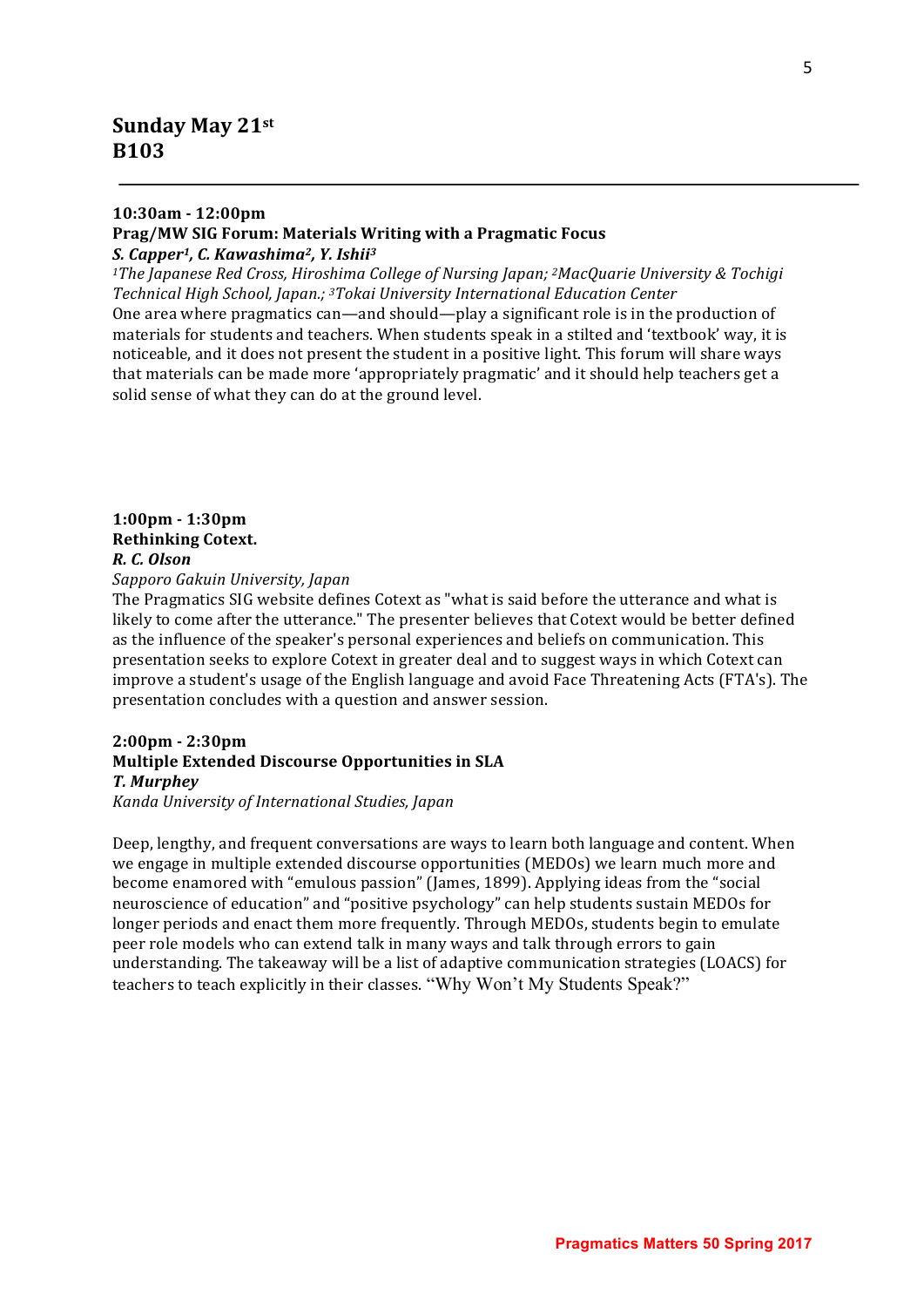## Sunday May 21st
## B103

---

**10:30am - 12:00pm**
**Prag/MW SIG Forum: Materials Writing with a Pragmatic Focus**
***S. Capper[1], C. Kawashima[2], Y. Ishii[3]***
*[1]The Japanese Red Cross, Hiroshima College of Nursing Japan; [2]MacQuarie University & Tochigi Technical High School, Japan.; [3]Tokai University International Education Center*
One area where pragmatics can—and should—play a significant role is in the production of materials for students and teachers. When students speak in a stilted and 'textbook' way, it is noticeable, and it does not present the student in a positive light. This forum will share ways that materials can be made more 'appropriately pragmatic' and it should help teachers get a solid sense of what they can do at the ground level.

**1:00pm - 1:30pm**
**Rethinking Cotext.**
***R. C. Olson***
*Sapporo Gakuin University, Japan*
The Pragmatics SIG website defines Cotext as "what is said before the utterance and what is likely to come after the utterance." The presenter believes that Cotext would be better defined as the influence of the speaker's personal experiences and beliefs on communication. This presentation seeks to explore Cotext in greater deal and to suggest ways in which Cotext can improve a student's usage of the English language and avoid Face Threatening Acts (FTA's). The presentation concludes with a question and answer session.

**2:00pm - 2:30pm**
**Multiple Extended Discourse Opportunities in SLA**
***T. Murphey***
*Kanda University of International Studies, Japan*

Deep, lengthy, and frequent conversations are ways to learn both language and content. When we engage in multiple extended discourse opportunities (MEDOs) we learn much more and become enamored with "emulous passion" (James, 1899). Applying ideas from the "social neuroscience of education" and "positive psychology" can help students sustain MEDOs for longer periods and enact them more frequently. Through MEDOs, students begin to emulate peer role models who can extend talk in many ways and talk through errors to gain understanding. The takeaway will be a list of adaptive communication strategies (LOACS) for teachers to teach explicitly in their classes. "Why Won't My Students Speak?"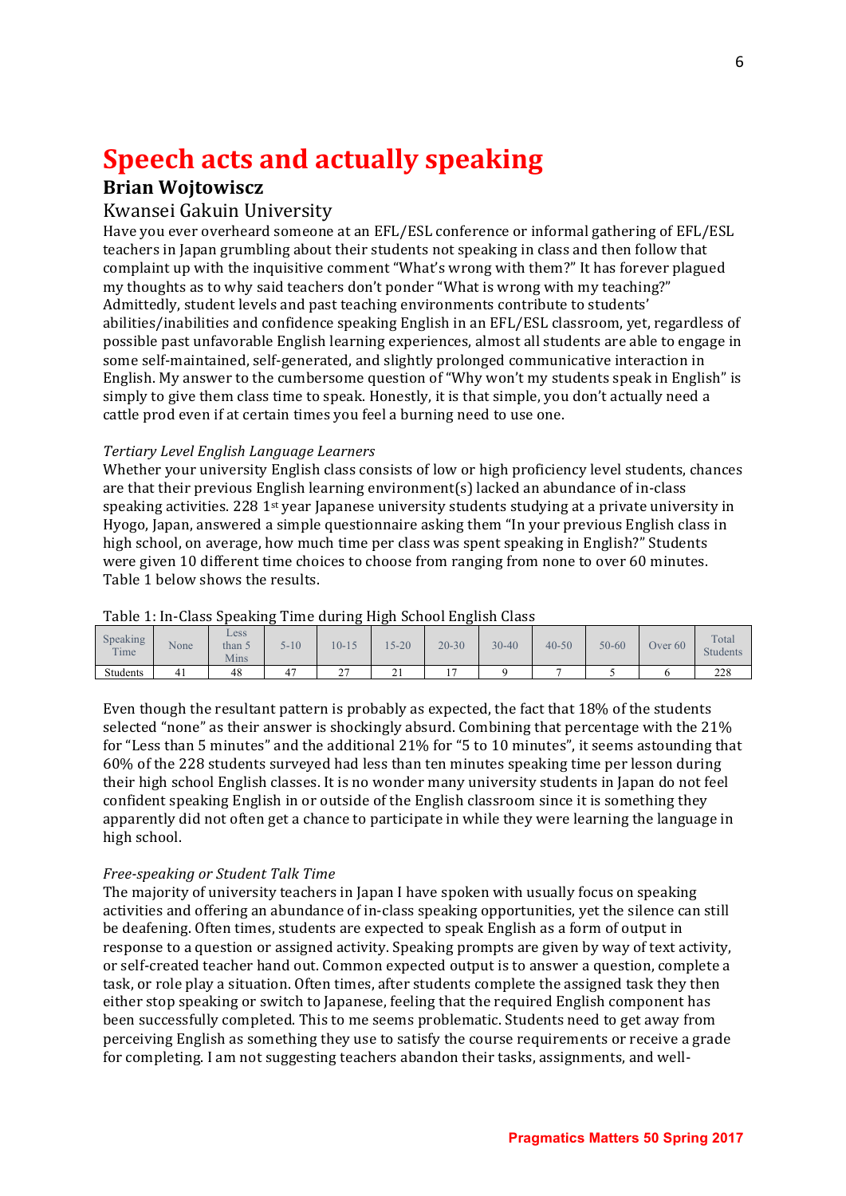# Speech acts and actually speaking

## Brian Wojtowiscz

### Kwansei Gakuin University

Have you ever overheard someone at an EFL/ESL conference or informal gathering of EFL/ESL teachers in Japan grumbling about their students not speaking in class and then follow that complaint up with the inquisitive comment "What's wrong with them?" It has forever plagued my thoughts as to why said teachers don't ponder "What is wrong with my teaching?" Admittedly, student levels and past teaching environments contribute to students' abilities/inabilities and confidence speaking English in an EFL/ESL classroom, yet, regardless of possible past unfavorable English learning experiences, almost all students are able to engage in some self-maintained, self-generated, and slightly prolonged communicative interaction in English. My answer to the cumbersome question of "Why won't my students speak in English" is simply to give them class time to speak. Honestly, it is that simple, you don't actually need a cattle prod even if at certain times you feel a burning need to use one.

*Tertiary Level English Language Learners*

Whether your university English class consists of low or high proficiency level students, chances are that their previous English learning environment(s) lacked an abundance of in-class speaking activities. 228 1st year Japanese university students studying at a private university in Hyogo, Japan, answered a simple questionnaire asking them "In your previous English class in high school, on average, how much time per class was spent speaking in English?" Students were given 10 different time choices to choose from ranging from none to over 60 minutes. Table 1 below shows the results.

Table 1: In-Class Speaking Time during High School English Class

| Speaking Time | None | Less than 5 Mins | 5-10 | 10-15 | 15-20 | 20-30 | 30-40 | 40-50 | 50-60 | Over 60 | Total Students |
|---|---|---|---|---|---|---|---|---|---|---|---|
| Students | 41 | 48 | 47 | 27 | 21 | 17 | 9 | 7 | 5 | 6 | 228 |

Even though the resultant pattern is probably as expected, the fact that 18% of the students selected "none" as their answer is shockingly absurd. Combining that percentage with the 21% for "Less than 5 minutes" and the additional 21% for "5 to 10 minutes", it seems astounding that 60% of the 228 students surveyed had less than ten minutes speaking time per lesson during their high school English classes. It is no wonder many university students in Japan do not feel confident speaking English in or outside of the English classroom since it is something they apparently did not often get a chance to participate in while they were learning the language in high school.

*Free-speaking or Student Talk Time*

The majority of university teachers in Japan I have spoken with usually focus on speaking activities and offering an abundance of in-class speaking opportunities, yet the silence can still be deafening. Often times, students are expected to speak English as a form of output in response to a question or assigned activity. Speaking prompts are given by way of text activity, or self-created teacher hand out. Common expected output is to answer a question, complete a task, or role play a situation. Often times, after students complete the assigned task they then either stop speaking or switch to Japanese, feeling that the required English component has been successfully completed. This to me seems problematic. Students need to get away from perceiving English as something they use to satisfy the course requirements or receive a grade for completing. I am not suggesting teachers abandon their tasks, assignments, and well-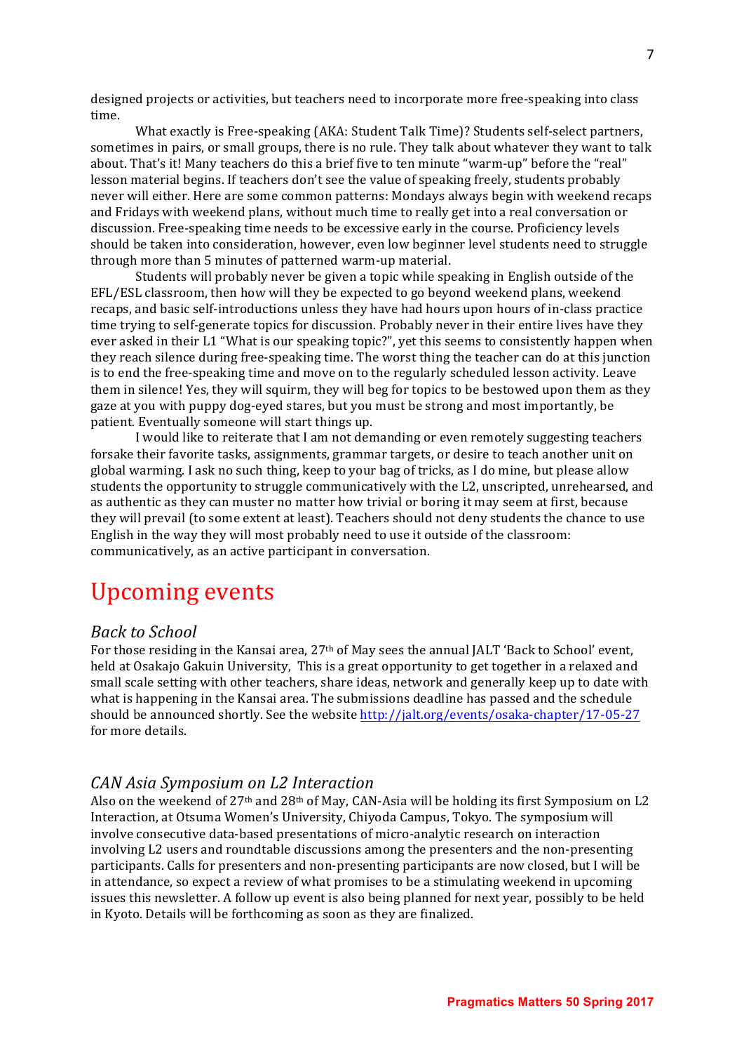designed projects or activities, but teachers need to incorporate more free-speaking into class time.

What exactly is Free-speaking (AKA: Student Talk Time)? Students self-select partners, sometimes in pairs, or small groups, there is no rule. They talk about whatever they want to talk about. That's it! Many teachers do this a brief five to ten minute "warm-up" before the "real" lesson material begins. If teachers don't see the value of speaking freely, students probably never will either. Here are some common patterns: Mondays always begin with weekend recaps and Fridays with weekend plans, without much time to really get into a real conversation or discussion. Free-speaking time needs to be excessive early in the course. Proficiency levels should be taken into consideration, however, even low beginner level students need to struggle through more than 5 minutes of patterned warm-up material.

Students will probably never be given a topic while speaking in English outside of the EFL/ESL classroom, then how will they be expected to go beyond weekend plans, weekend recaps, and basic self-introductions unless they have had hours upon hours of in-class practice time trying to self-generate topics for discussion. Probably never in their entire lives have they ever asked in their L1 "What is our speaking topic?", yet this seems to consistently happen when they reach silence during free-speaking time. The worst thing the teacher can do at this junction is to end the free-speaking time and move on to the regularly scheduled lesson activity. Leave them in silence! Yes, they will squirm, they will beg for topics to be bestowed upon them as they gaze at you with puppy dog-eyed stares, but you must be strong and most importantly, be patient. Eventually someone will start things up.

I would like to reiterate that I am not demanding or even remotely suggesting teachers forsake their favorite tasks, assignments, grammar targets, or desire to teach another unit on global warming. I ask no such thing, keep to your bag of tricks, as I do mine, but please allow students the opportunity to struggle communicatively with the L2, unscripted, unrehearsed, and as authentic as they can muster no matter how trivial or boring it may seem at first, because they will prevail (to some extent at least). Teachers should not deny students the chance to use English in the way they will most probably need to use it outside of the classroom: communicatively, as an active participant in conversation.

# Upcoming events

## *Back to School*

For those residing in the Kansai area, 27th of May sees the annual JALT 'Back to School' event, held at Osakajo Gakuin University, This is a great opportunity to get together in a relaxed and small scale setting with other teachers, share ideas, network and generally keep up to date with what is happening in the Kansai area. The submissions deadline has passed and the schedule should be announced shortly. See the website http://jalt.org/events/osaka-chapter/17-05-27 for more details.

## *CAN Asia Symposium on L2 Interaction*

Also on the weekend of 27th and 28th of May, CAN-Asia will be holding its first Symposium on L2 Interaction, at Otsuma Women's University, Chiyoda Campus, Tokyo. The symposium will involve consecutive data-based presentations of micro-analytic research on interaction involving L2 users and roundtable discussions among the presenters and the non-presenting participants. Calls for presenters and non-presenting participants are now closed, but I will be in attendance, so expect a review of what promises to be a stimulating weekend in upcoming issues this newsletter. A follow up event is also being planned for next year, possibly to be held in Kyoto. Details will be forthcoming as soon as they are finalized.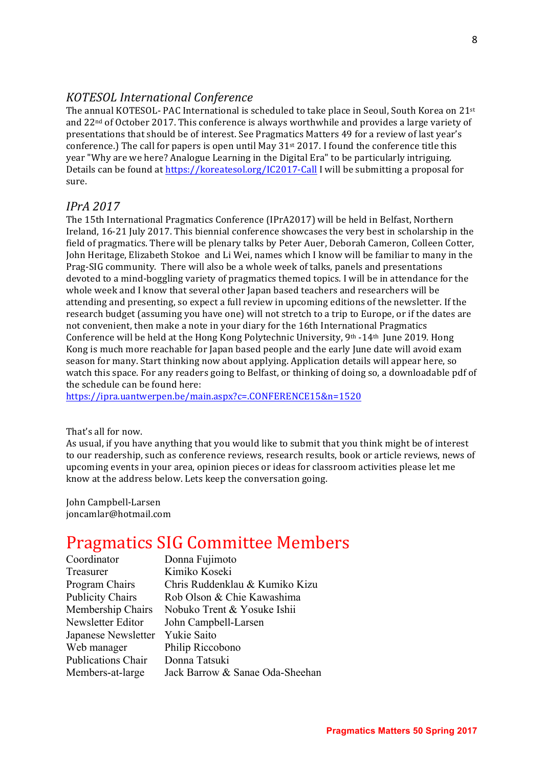### *KOTESOL International Conference*

The annual KOTESOL- PAC International is scheduled to take place in Seoul, South Korea on 21st and 22nd of October 2017. This conference is always worthwhile and provides a large variety of presentations that should be of interest. See Pragmatics Matters 49 for a review of last year's conference.) The call for papers is open until May 31st 2017. I found the conference title this year "Why are we here? Analogue Learning in the Digital Era" to be particularly intriguing. Details can be found at https://koreatesol.org/IC2017-Call I will be submitting a proposal for sure.

### *IPrA 2017*

The 15th International Pragmatics Conference (IPrA2017) will be held in Belfast, Northern Ireland, 16-21 July 2017. This biennial conference showcases the very best in scholarship in the field of pragmatics. There will be plenary talks by Peter Auer, Deborah Cameron, Colleen Cotter, John Heritage, Elizabeth Stokoe and Li Wei, names which I know will be familiar to many in the Prag-SIG community. There will also be a whole week of talks, panels and presentations devoted to a mind-boggling variety of pragmatics themed topics. I will be in attendance for the whole week and I know that several other Japan based teachers and researchers will be attending and presenting, so expect a full review in upcoming editions of the newsletter. If the research budget (assuming you have one) will not stretch to a trip to Europe, or if the dates are not convenient, then make a note in your diary for the 16th International Pragmatics Conference will be held at the Hong Kong Polytechnic University, 9th -14th June 2019. Hong Kong is much more reachable for Japan based people and the early June date will avoid exam season for many. Start thinking now about applying. Application details will appear here, so watch this space. For any readers going to Belfast, or thinking of doing so, a downloadable pdf of the schedule can be found here:
https://ipra.uantwerpen.be/main.aspx?c=.CONFERENCE15&n=1520

That's all for now.
As usual, if you have anything that you would like to submit that you think might be of interest to our readership, such as conference reviews, research results, book or article reviews, news of upcoming events in your area, opinion pieces or ideas for classroom activities please let me know at the address below. Lets keep the conversation going.

John Campbell-Larsen
joncamlar@hotmail.com

# Pragmatics SIG Committee Members

| | |
|---|---|
| Coordinator | Donna Fujimoto |
| Treasurer | Kimiko Koseki |
| Program Chairs | Chris Ruddenklau & Kumiko Kizu |
| Publicity Chairs | Rob Olson & Chie Kawashima |
| Membership Chairs | Nobuko Trent & Yosuke Ishii |
| Newsletter Editor | John Campbell-Larsen |
| Japanese Newsletter | Yukie Saito |
| Web manager | Philip Riccobono |
| Publications Chair | Donna Tatsuki |
| Members-at-large | Jack Barrow & Sanae Oda-Sheehan |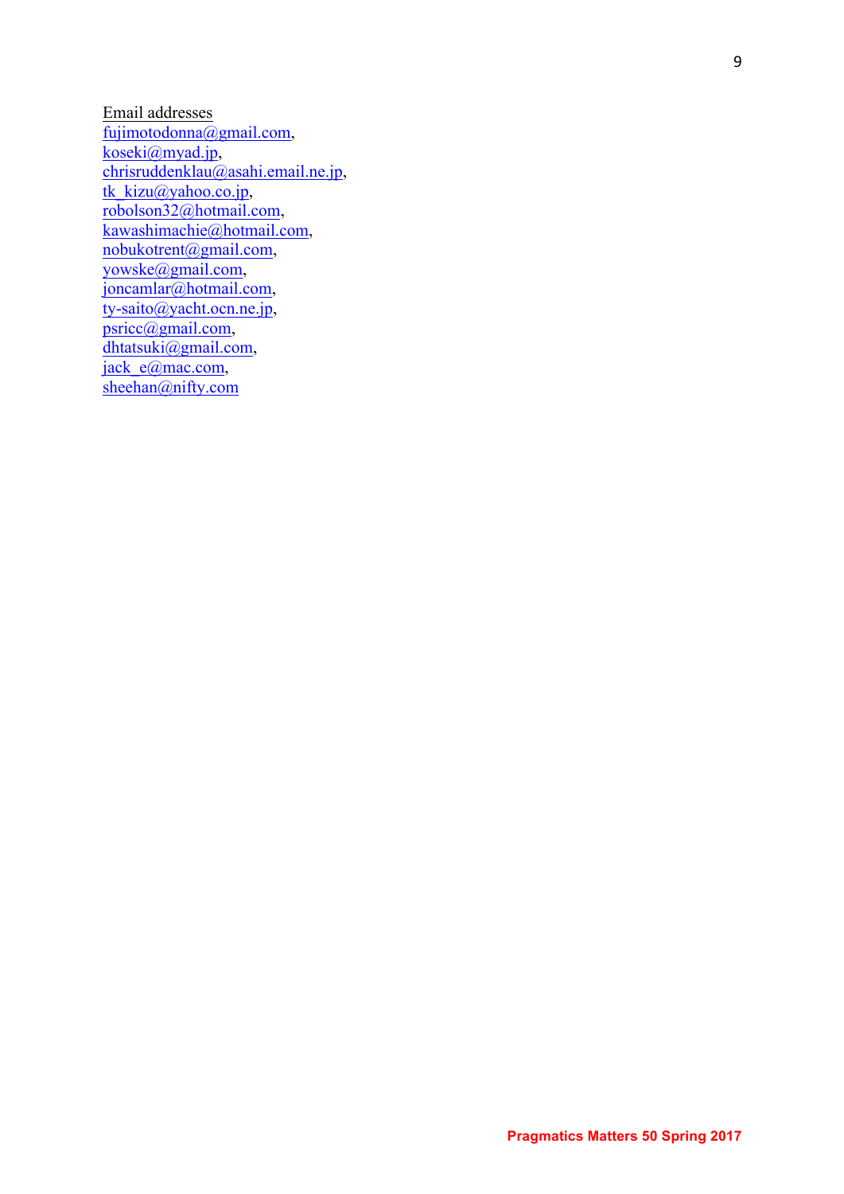Email addresses
fujimotodonna@gmail.com,
koseki@myad.jp,
chrisruddenklau@asahi.email.ne.jp,
tk_kizu@yahoo.co.jp,
robolson32@hotmail.com,
kawashimachie@hotmail.com,
nobukotrent@gmail.com,
yowske@gmail.com,
joncamlar@hotmail.com,
ty-saito@yacht.ocn.ne.jp,
psricc@gmail.com,
dhtatsuki@gmail.com,
jack_e@mac.com,
sheehan@nifty.com